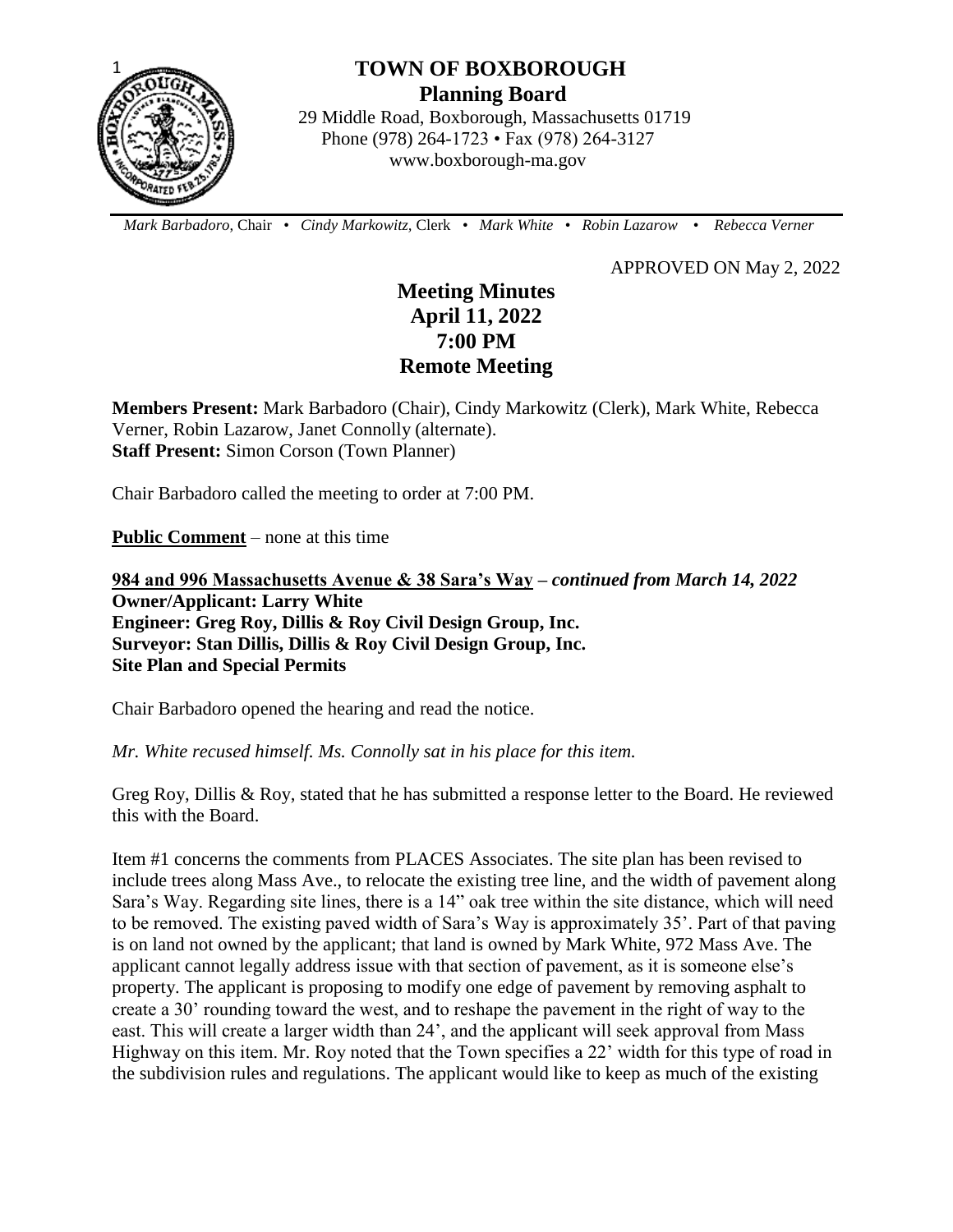# TOWN OF BOXBOROUGH

## Planning Board

29 Middle Road, Boxborough, Massachusetts 01719
Phone (978) 264-1723 • Fax (978) 264-3127
www.boxborough-ma.gov

*Mark Barbadoro,* Chair • *Cindy Markowitz,* Clerk • *Mark White* • *Robin Lazarow* • *Rebecca Verner*

APPROVED ON May 2, 2022

## Meeting Minutes
## April 11, 2022
## 7:00 PM
## Remote Meeting

**Members Present:** Mark Barbadoro (Chair), Cindy Markowitz (Clerk), Mark White, Rebecca Verner, Robin Lazarow, Janet Connolly (alternate).
**Staff Present:** Simon Corson (Town Planner)

Chair Barbadoro called the meeting to order at 7:00 PM.

**Public Comment** – none at this time

**984 and 996 Massachusetts Avenue & 38 Sara's Way** – ***continued from March 14, 2022***
**Owner/Applicant: Larry White**
**Engineer: Greg Roy, Dillis & Roy Civil Design Group, Inc.**
**Surveyor: Stan Dillis, Dillis & Roy Civil Design Group, Inc.**
**Site Plan and Special Permits**

Chair Barbadoro opened the hearing and read the notice.

*Mr. White recused himself. Ms. Connolly sat in his place for this item.*

Greg Roy, Dillis & Roy, stated that he has submitted a response letter to the Board. He reviewed this with the Board.

Item #1 concerns the comments from PLACES Associates. The site plan has been revised to include trees along Mass Ave., to relocate the existing tree line, and the width of pavement along Sara's Way. Regarding site lines, there is a 14" oak tree within the site distance, which will need to be removed. The existing paved width of Sara's Way is approximately 35'. Part of that paving is on land not owned by the applicant; that land is owned by Mark White, 972 Mass Ave. The applicant cannot legally address issue with that section of pavement, as it is someone else's property. The applicant is proposing to modify one edge of pavement by removing asphalt to create a 30' rounding toward the west, and to reshape the pavement in the right of way to the east. This will create a larger width than 24', and the applicant will seek approval from Mass Highway on this item. Mr. Roy noted that the Town specifies a 22' width for this type of road in the subdivision rules and regulations. The applicant would like to keep as much of the existing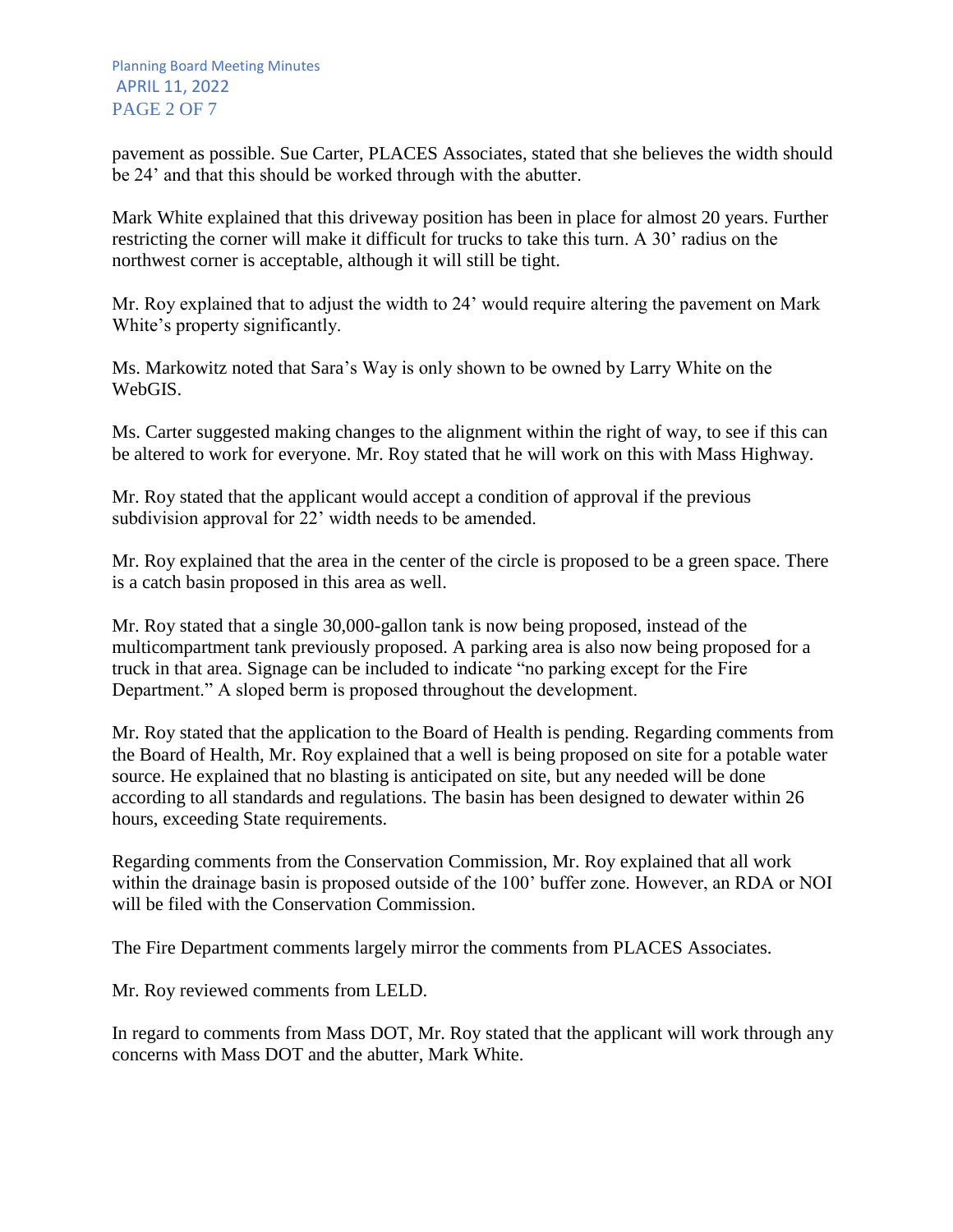pavement as possible. Sue Carter, PLACES Associates, stated that she believes the width should be 24' and that this should be worked through with the abutter.

Mark White explained that this driveway position has been in place for almost 20 years. Further restricting the corner will make it difficult for trucks to take this turn. A 30' radius on the northwest corner is acceptable, although it will still be tight.

Mr. Roy explained that to adjust the width to 24' would require altering the pavement on Mark White's property significantly.

Ms. Markowitz noted that Sara's Way is only shown to be owned by Larry White on the WebGIS.

Ms. Carter suggested making changes to the alignment within the right of way, to see if this can be altered to work for everyone. Mr. Roy stated that he will work on this with Mass Highway.

Mr. Roy stated that the applicant would accept a condition of approval if the previous subdivision approval for 22' width needs to be amended.

Mr. Roy explained that the area in the center of the circle is proposed to be a green space. There is a catch basin proposed in this area as well.

Mr. Roy stated that a single 30,000-gallon tank is now being proposed, instead of the multicompartment tank previously proposed. A parking area is also now being proposed for a truck in that area. Signage can be included to indicate "no parking except for the Fire Department." A sloped berm is proposed throughout the development.

Mr. Roy stated that the application to the Board of Health is pending. Regarding comments from the Board of Health, Mr. Roy explained that a well is being proposed on site for a potable water source. He explained that no blasting is anticipated on site, but any needed will be done according to all standards and regulations. The basin has been designed to dewater within 26 hours, exceeding State requirements.

Regarding comments from the Conservation Commission, Mr. Roy explained that all work within the drainage basin is proposed outside of the 100' buffer zone. However, an RDA or NOI will be filed with the Conservation Commission.

The Fire Department comments largely mirror the comments from PLACES Associates.

Mr. Roy reviewed comments from LELD.

In regard to comments from Mass DOT, Mr. Roy stated that the applicant will work through any concerns with Mass DOT and the abutter, Mark White.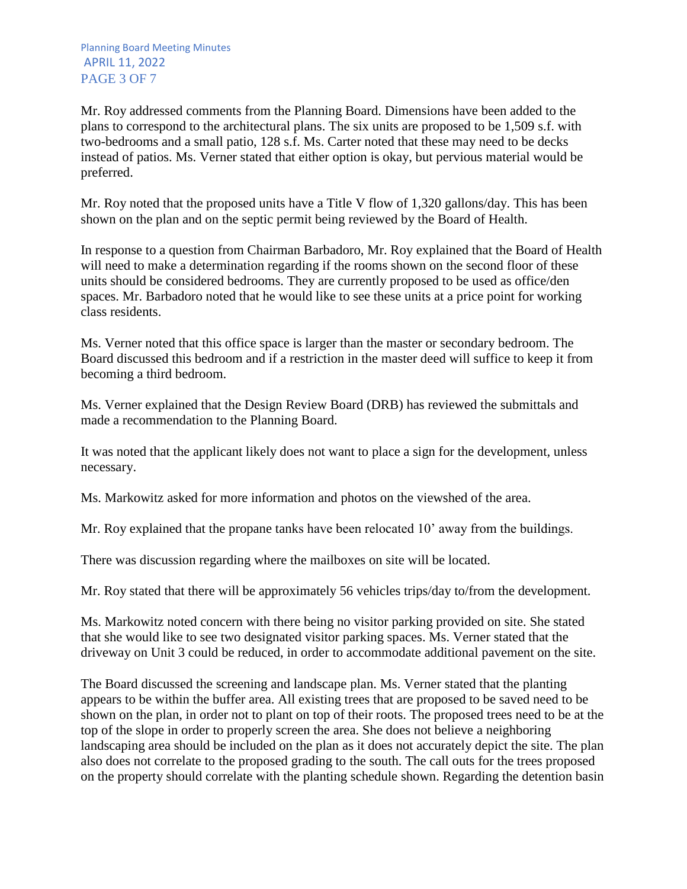Mr. Roy addressed comments from the Planning Board. Dimensions have been added to the plans to correspond to the architectural plans. The six units are proposed to be 1,509 s.f. with two-bedrooms and a small patio, 128 s.f. Ms. Carter noted that these may need to be decks instead of patios. Ms. Verner stated that either option is okay, but pervious material would be preferred.

Mr. Roy noted that the proposed units have a Title V flow of 1,320 gallons/day. This has been shown on the plan and on the septic permit being reviewed by the Board of Health.

In response to a question from Chairman Barbadoro, Mr. Roy explained that the Board of Health will need to make a determination regarding if the rooms shown on the second floor of these units should be considered bedrooms. They are currently proposed to be used as office/den spaces. Mr. Barbadoro noted that he would like to see these units at a price point for working class residents.

Ms. Verner noted that this office space is larger than the master or secondary bedroom. The Board discussed this bedroom and if a restriction in the master deed will suffice to keep it from becoming a third bedroom.

Ms. Verner explained that the Design Review Board (DRB) has reviewed the submittals and made a recommendation to the Planning Board.

It was noted that the applicant likely does not want to place a sign for the development, unless necessary.

Ms. Markowitz asked for more information and photos on the viewshed of the area.

Mr. Roy explained that the propane tanks have been relocated 10' away from the buildings.

There was discussion regarding where the mailboxes on site will be located.

Mr. Roy stated that there will be approximately 56 vehicles trips/day to/from the development.

Ms. Markowitz noted concern with there being no visitor parking provided on site. She stated that she would like to see two designated visitor parking spaces. Ms. Verner stated that the driveway on Unit 3 could be reduced, in order to accommodate additional pavement on the site.

The Board discussed the screening and landscape plan. Ms. Verner stated that the planting appears to be within the buffer area. All existing trees that are proposed to be saved need to be shown on the plan, in order not to plant on top of their roots. The proposed trees need to be at the top of the slope in order to properly screen the area. She does not believe a neighboring landscaping area should be included on the plan as it does not accurately depict the site. The plan also does not correlate to the proposed grading to the south. The call outs for the trees proposed on the property should correlate with the planting schedule shown. Regarding the detention basin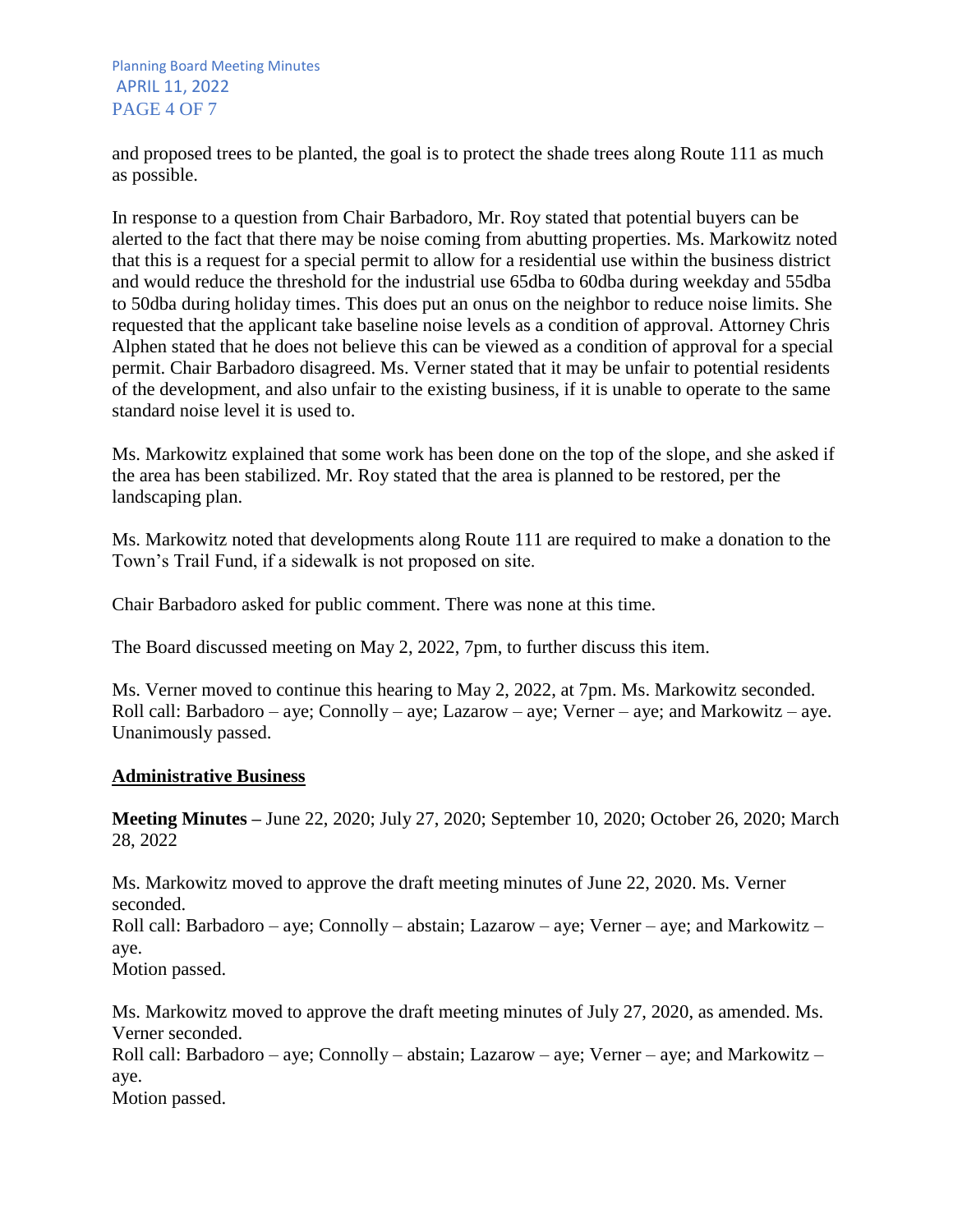and proposed trees to be planted, the goal is to protect the shade trees along Route 111 as much as possible.

In response to a question from Chair Barbadoro, Mr. Roy stated that potential buyers can be alerted to the fact that there may be noise coming from abutting properties. Ms. Markowitz noted that this is a request for a special permit to allow for a residential use within the business district and would reduce the threshold for the industrial use 65dba to 60dba during weekday and 55dba to 50dba during holiday times. This does put an onus on the neighbor to reduce noise limits. She requested that the applicant take baseline noise levels as a condition of approval. Attorney Chris Alphen stated that he does not believe this can be viewed as a condition of approval for a special permit. Chair Barbadoro disagreed. Ms. Verner stated that it may be unfair to potential residents of the development, and also unfair to the existing business, if it is unable to operate to the same standard noise level it is used to.

Ms. Markowitz explained that some work has been done on the top of the slope, and she asked if the area has been stabilized. Mr. Roy stated that the area is planned to be restored, per the landscaping plan.

Ms. Markowitz noted that developments along Route 111 are required to make a donation to the Town's Trail Fund, if a sidewalk is not proposed on site.

Chair Barbadoro asked for public comment. There was none at this time.

The Board discussed meeting on May 2, 2022, 7pm, to further discuss this item.

Ms. Verner moved to continue this hearing to May 2, 2022, at 7pm. Ms. Markowitz seconded.
Roll call: Barbadoro – aye; Connolly – aye; Lazarow – aye; Verner – aye; and Markowitz – aye.
Unanimously passed.

## Administrative Business

**Meeting Minutes –** June 22, 2020; July 27, 2020; September 10, 2020; October 26, 2020; March 28, 2022

Ms. Markowitz moved to approve the draft meeting minutes of June 22, 2020. Ms. Verner seconded.
Roll call: Barbadoro – aye; Connolly – abstain; Lazarow – aye; Verner – aye; and Markowitz – aye.
Motion passed.

Ms. Markowitz moved to approve the draft meeting minutes of July 27, 2020, as amended. Ms. Verner seconded.
Roll call: Barbadoro – aye; Connolly – abstain; Lazarow – aye; Verner – aye; and Markowitz – aye.
Motion passed.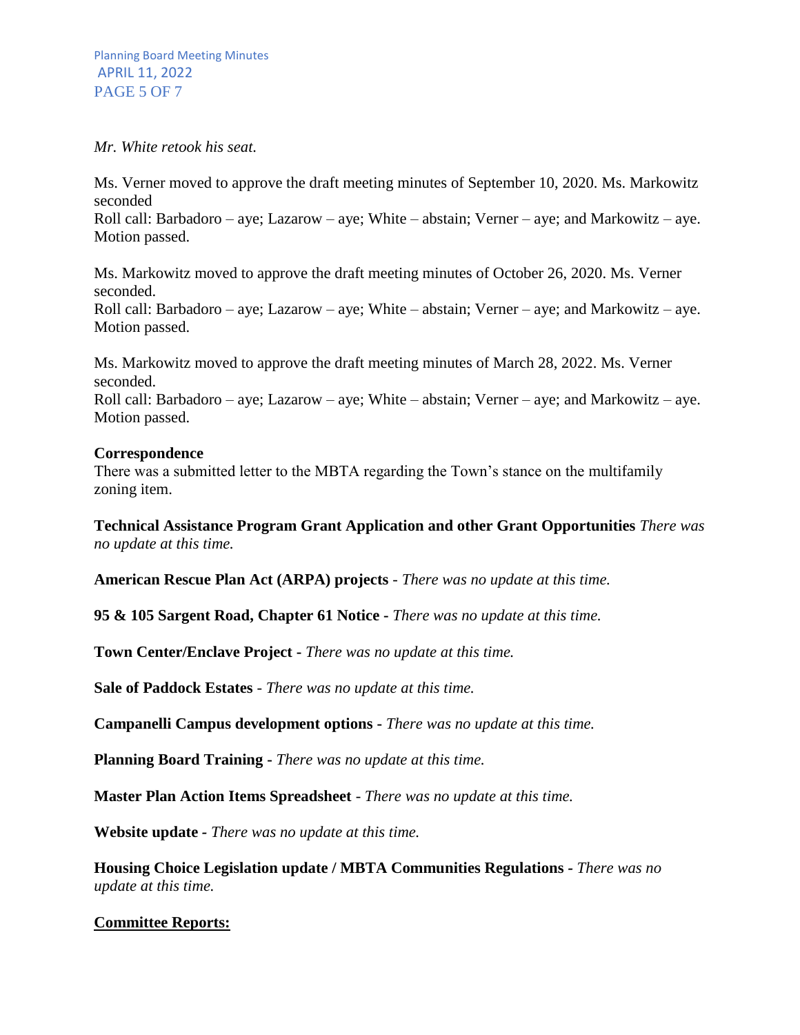*Mr. White retook his seat.*

Ms. Verner moved to approve the draft meeting minutes of September 10, 2020. Ms. Markowitz seconded
Roll call: Barbadoro – aye; Lazarow – aye; White – abstain; Verner – aye; and Markowitz – aye. Motion passed.

Ms. Markowitz moved to approve the draft meeting minutes of October 26, 2020. Ms. Verner seconded.
Roll call: Barbadoro – aye; Lazarow – aye; White – abstain; Verner – aye; and Markowitz – aye. Motion passed.

Ms. Markowitz moved to approve the draft meeting minutes of March 28, 2022. Ms. Verner seconded.
Roll call: Barbadoro – aye; Lazarow – aye; White – abstain; Verner – aye; and Markowitz – aye. Motion passed.

**Correspondence**
There was a submitted letter to the MBTA regarding the Town's stance on the multifamily zoning item.

**Technical Assistance Program Grant Application and other Grant Opportunities** *There was no update at this time.*

**American Rescue Plan Act (ARPA) projects** - *There was no update at this time.*

**95 & 105 Sargent Road, Chapter 61 Notice** - *There was no update at this time.*

**Town Center/Enclave Project** - *There was no update at this time.*

**Sale of Paddock Estates** - *There was no update at this time.*

**Campanelli Campus development options** - *There was no update at this time.*

**Planning Board Training** - *There was no update at this time.*

**Master Plan Action Items Spreadsheet** - *There was no update at this time.*

**Website update** - *There was no update at this time.*

**Housing Choice Legislation update / MBTA Communities Regulations** - *There was no update at this time.*

**Committee Reports:**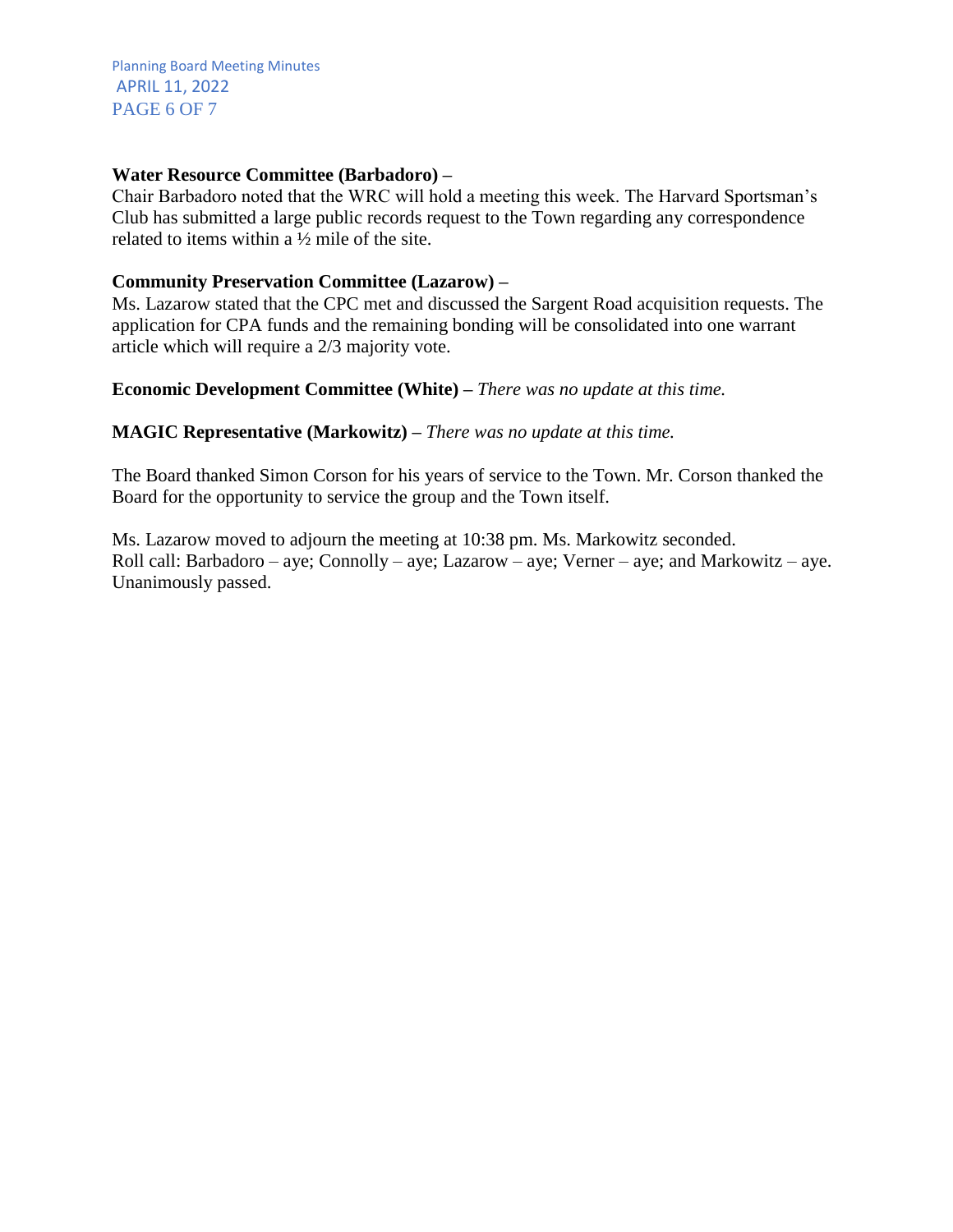**Water Resource Committee (Barbadoro) –**
Chair Barbadoro noted that the WRC will hold a meeting this week. The Harvard Sportsman's Club has submitted a large public records request to the Town regarding any correspondence related to items within a ½ mile of the site.

**Community Preservation Committee (Lazarow) –**
Ms. Lazarow stated that the CPC met and discussed the Sargent Road acquisition requests. The application for CPA funds and the remaining bonding will be consolidated into one warrant article which will require a 2/3 majority vote.

**Economic Development Committee (White) –** *There was no update at this time.*

**MAGIC Representative (Markowitz) –** *There was no update at this time.*

The Board thanked Simon Corson for his years of service to the Town. Mr. Corson thanked the Board for the opportunity to service the group and the Town itself.

Ms. Lazarow moved to adjourn the meeting at 10:38 pm. Ms. Markowitz seconded.
Roll call: Barbadoro – aye; Connolly – aye; Lazarow – aye; Verner – aye; and Markowitz – aye. Unanimously passed.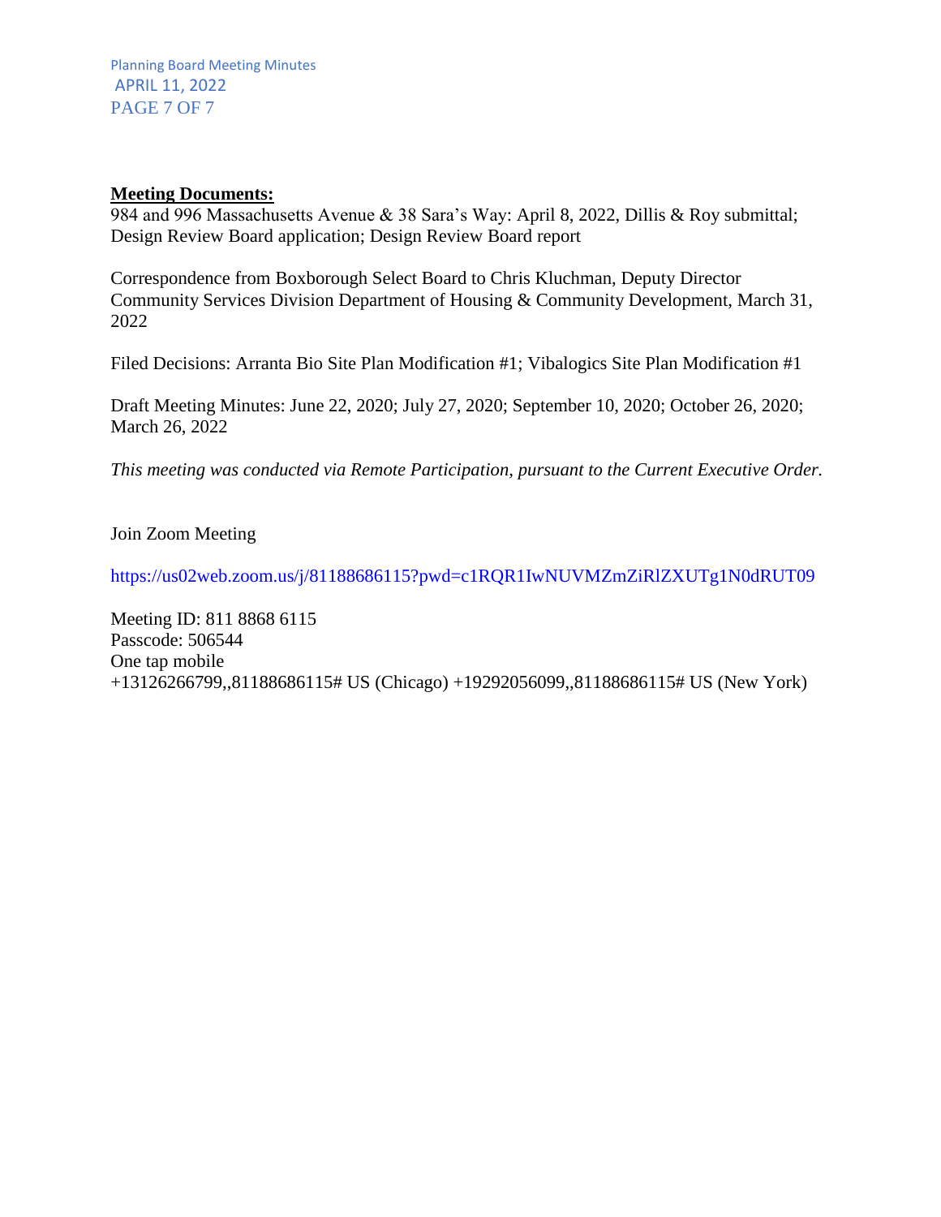**Meeting Documents:**

984 and 996 Massachusetts Avenue & 38 Sara's Way: April 8, 2022, Dillis & Roy submittal; Design Review Board application; Design Review Board report

Correspondence from Boxborough Select Board to Chris Kluchman, Deputy Director Community Services Division Department of Housing & Community Development, March 31, 2022

Filed Decisions: Arranta Bio Site Plan Modification #1; Vibalogics Site Plan Modification #1

Draft Meeting Minutes: June 22, 2020; July 27, 2020; September 10, 2020; October 26, 2020; March 26, 2022

*This meeting was conducted via Remote Participation, pursuant to the Current Executive Order.*

Join Zoom Meeting

https://us02web.zoom.us/j/81188686115?pwd=c1RQR1IwNUVMZmZiRlZXUTg1N0dRUT09

Meeting ID: 811 8868 6115
Passcode: 506544
One tap mobile
+13126266799,,81188686115# US (Chicago) +19292056099,,81188686115# US (New York)